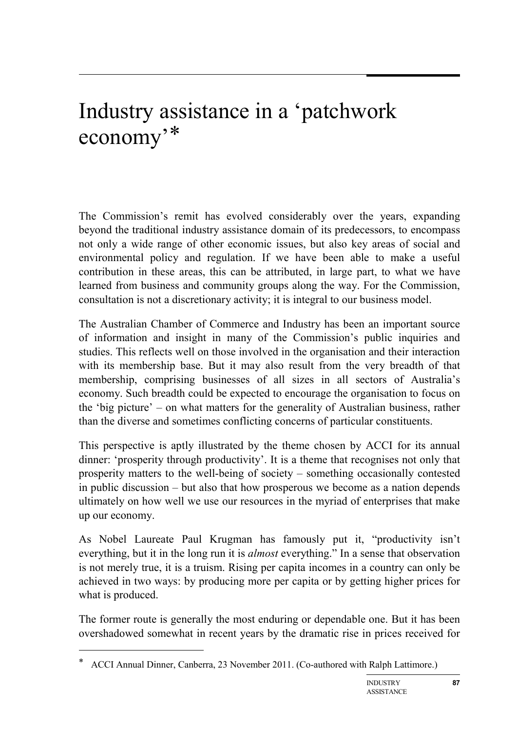# Industry assistance in a 'patchwork economy'*

The Commission's remit has evolved considerably over the years, expanding beyond the traditional industry assistance domain of its predecessors, to encompass not only a wide range of other economic issues, but also key areas of social and environmental policy and regulation. If we have been able to make a useful contribution in these areas, this can be attributed, in large part, to what we have learned from business and community groups along the way. For the Commission, consultation is not a discretionary activity; it is integral to our business model.

The Australian Chamber of Commerce and Industry has been an important source of information and insight in many of the Commission's public inquiries and studies. This reflects well on those involved in the organisation and their interaction with its membership base. But it may also result from the very breadth of that membership, comprising businesses of all sizes in all sectors of Australia's economy. Such breadth could be expected to encourage the organisation to focus on the 'big picture' – on what matters for the generality of Australian business, rather than the diverse and sometimes conflicting concerns of particular constituents.

This perspective is aptly illustrated by the theme chosen by ACCI for its annual dinner: 'prosperity through productivity'. It is a theme that recognises not only that prosperity matters to the well-being of society – something occasionally contested in public discussion – but also that how prosperous we become as a nation depends ultimately on how well we use our resources in the myriad of enterprises that make up our economy.

As Nobel Laureate Paul Krugman has famously put it, "productivity isn't everything, but it in the long run it is *almost* everything." In a sense that observation is not merely true, it is a truism. Rising per capita incomes in a country can only be achieved in two ways: by producing more per capita or by getting higher prices for what is produced.

The former route is generally the most enduring or dependable one. But it has been overshadowed somewhat in recent years by the dramatic rise in prices received for

---

* ACCI Annual Dinner, Canberra, 23 November 2011. (Co-authored with Ralph Lattimore.)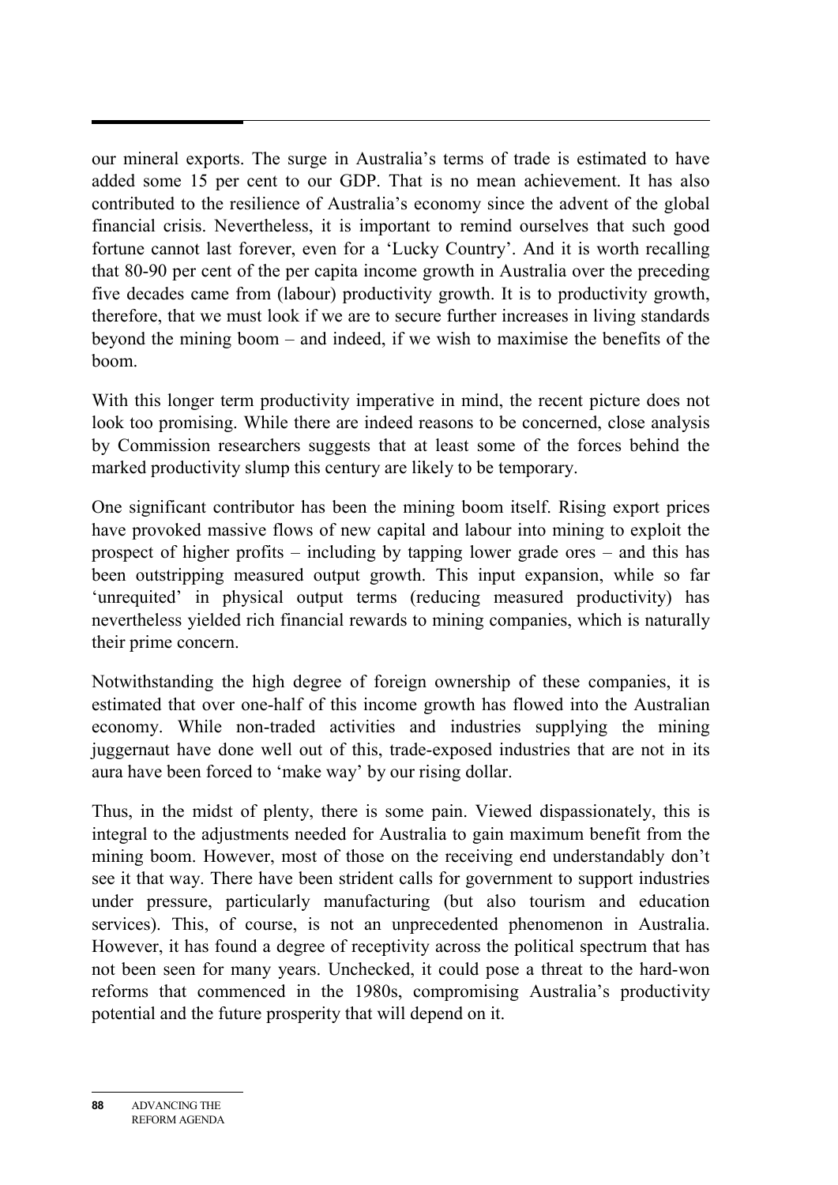our mineral exports. The surge in Australia's terms of trade is estimated to have added some 15 per cent to our GDP. That is no mean achievement. It has also contributed to the resilience of Australia's economy since the advent of the global financial crisis. Nevertheless, it is important to remind ourselves that such good fortune cannot last forever, even for a 'Lucky Country'. And it is worth recalling that 80-90 per cent of the per capita income growth in Australia over the preceding five decades came from (labour) productivity growth. It is to productivity growth, therefore, that we must look if we are to secure further increases in living standards beyond the mining boom – and indeed, if we wish to maximise the benefits of the boom.

With this longer term productivity imperative in mind, the recent picture does not look too promising. While there are indeed reasons to be concerned, close analysis by Commission researchers suggests that at least some of the forces behind the marked productivity slump this century are likely to be temporary.

One significant contributor has been the mining boom itself. Rising export prices have provoked massive flows of new capital and labour into mining to exploit the prospect of higher profits – including by tapping lower grade ores – and this has been outstripping measured output growth. This input expansion, while so far 'unrequited' in physical output terms (reducing measured productivity) has nevertheless yielded rich financial rewards to mining companies, which is naturally their prime concern.

Notwithstanding the high degree of foreign ownership of these companies, it is estimated that over one-half of this income growth has flowed into the Australian economy. While non-traded activities and industries supplying the mining juggernaut have done well out of this, trade-exposed industries that are not in its aura have been forced to 'make way' by our rising dollar.

Thus, in the midst of plenty, there is some pain. Viewed dispassionately, this is integral to the adjustments needed for Australia to gain maximum benefit from the mining boom. However, most of those on the receiving end understandably don't see it that way. There have been strident calls for government to support industries under pressure, particularly manufacturing (but also tourism and education services). This, of course, is not an unprecedented phenomenon in Australia. However, it has found a degree of receptivity across the political spectrum that has not been seen for many years. Unchecked, it could pose a threat to the hard-won reforms that commenced in the 1980s, compromising Australia's productivity potential and the future prosperity that will depend on it.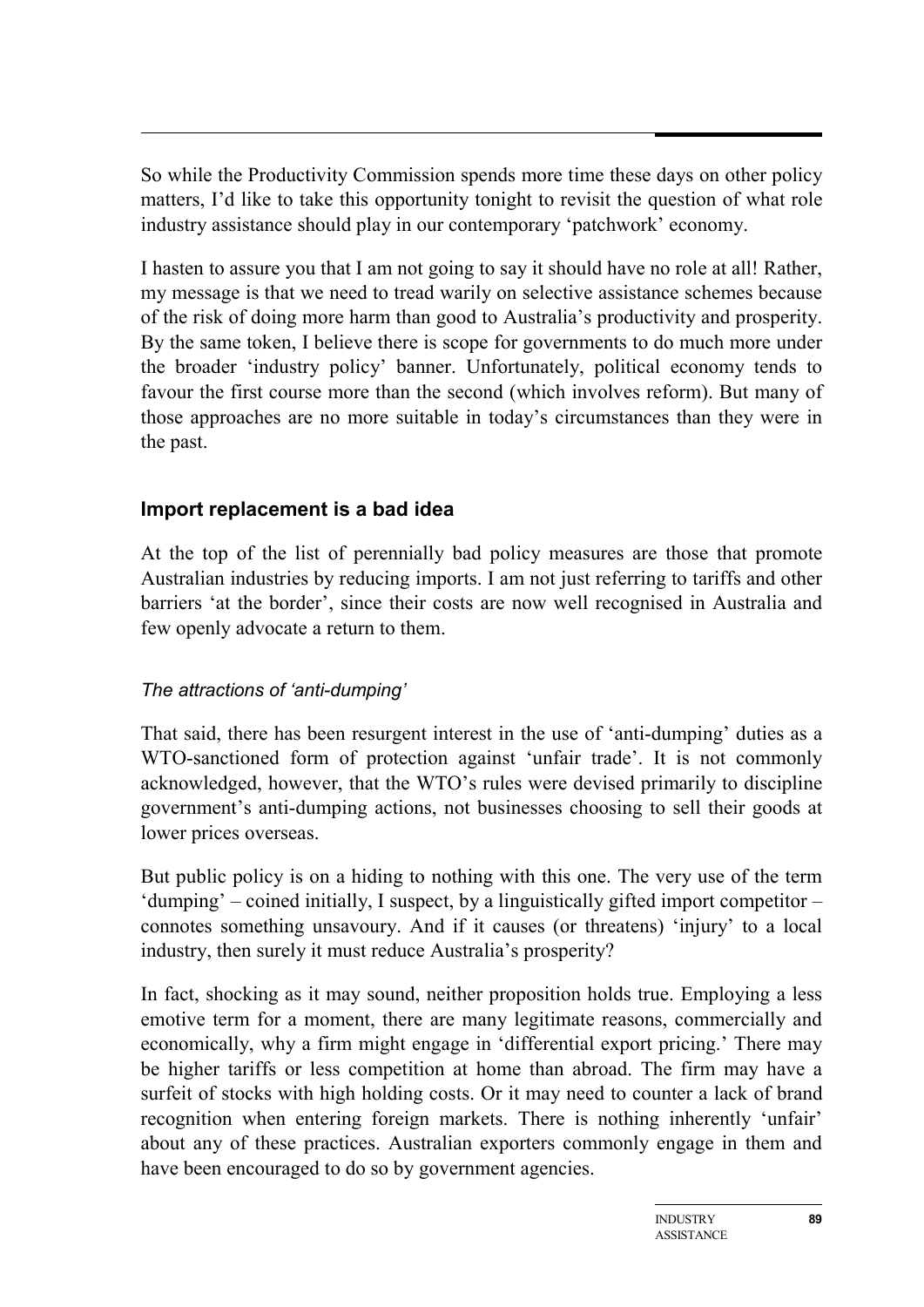So while the Productivity Commission spends more time these days on other policy matters, I'd like to take this opportunity tonight to revisit the question of what role industry assistance should play in our contemporary 'patchwork' economy.

I hasten to assure you that I am not going to say it should have no role at all! Rather, my message is that we need to tread warily on selective assistance schemes because of the risk of doing more harm than good to Australia's productivity and prosperity. By the same token, I believe there is scope for governments to do much more under the broader 'industry policy' banner. Unfortunately, political economy tends to favour the first course more than the second (which involves reform). But many of those approaches are no more suitable in today's circumstances than they were in the past.

## Import replacement is a bad idea

At the top of the list of perennially bad policy measures are those that promote Australian industries by reducing imports. I am not just referring to tariffs and other barriers 'at the border', since their costs are now well recognised in Australia and few openly advocate a return to them.

### *The attractions of 'anti-dumping'*

That said, there has been resurgent interest in the use of 'anti-dumping' duties as a WTO-sanctioned form of protection against 'unfair trade'. It is not commonly acknowledged, however, that the WTO's rules were devised primarily to discipline government's anti-dumping actions, not businesses choosing to sell their goods at lower prices overseas.

But public policy is on a hiding to nothing with this one. The very use of the term 'dumping' – coined initially, I suspect, by a linguistically gifted import competitor – connotes something unsavoury. And if it causes (or threatens) 'injury' to a local industry, then surely it must reduce Australia's prosperity?

In fact, shocking as it may sound, neither proposition holds true. Employing a less emotive term for a moment, there are many legitimate reasons, commercially and economically, why a firm might engage in 'differential export pricing.' There may be higher tariffs or less competition at home than abroad. The firm may have a surfeit of stocks with high holding costs. Or it may need to counter a lack of brand recognition when entering foreign markets. There is nothing inherently 'unfair' about any of these practices. Australian exporters commonly engage in them and have been encouraged to do so by government agencies.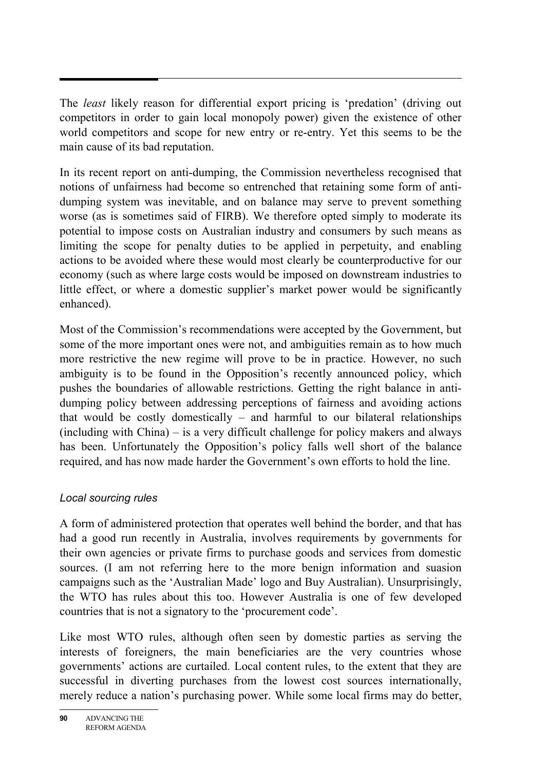The *least* likely reason for differential export pricing is 'predation' (driving out competitors in order to gain local monopoly power) given the existence of other world competitors and scope for new entry or re-entry. Yet this seems to be the main cause of its bad reputation.

In its recent report on anti-dumping, the Commission nevertheless recognised that notions of unfairness had become so entrenched that retaining some form of anti-dumping system was inevitable, and on balance may serve to prevent something worse (as is sometimes said of FIRB). We therefore opted simply to moderate its potential to impose costs on Australian industry and consumers by such means as limiting the scope for penalty duties to be applied in perpetuity, and enabling actions to be avoided where these would most clearly be counterproductive for our economy (such as where large costs would be imposed on downstream industries to little effect, or where a domestic supplier's market power would be significantly enhanced).

Most of the Commission's recommendations were accepted by the Government, but some of the more important ones were not, and ambiguities remain as to how much more restrictive the new regime will prove to be in practice. However, no such ambiguity is to be found in the Opposition's recently announced policy, which pushes the boundaries of allowable restrictions. Getting the right balance in anti-dumping policy between addressing perceptions of fairness and avoiding actions that would be costly domestically – and harmful to our bilateral relationships (including with China) – is a very difficult challenge for policy makers and always has been. Unfortunately the Opposition's policy falls well short of the balance required, and has now made harder the Government's own efforts to hold the line.

### *Local sourcing rules*

A form of administered protection that operates well behind the border, and that has had a good run recently in Australia, involves requirements by governments for their own agencies or private firms to purchase goods and services from domestic sources. (I am not referring here to the more benign information and suasion campaigns such as the 'Australian Made' logo and Buy Australian). Unsurprisingly, the WTO has rules about this too. However Australia is one of few developed countries that is not a signatory to the 'procurement code'.

Like most WTO rules, although often seen by domestic parties as serving the interests of foreigners, the main beneficiaries are the very countries whose governments' actions are curtailed. Local content rules, to the extent that they are successful in diverting purchases from the lowest cost sources internationally, merely reduce a nation's purchasing power. While some local firms may do better,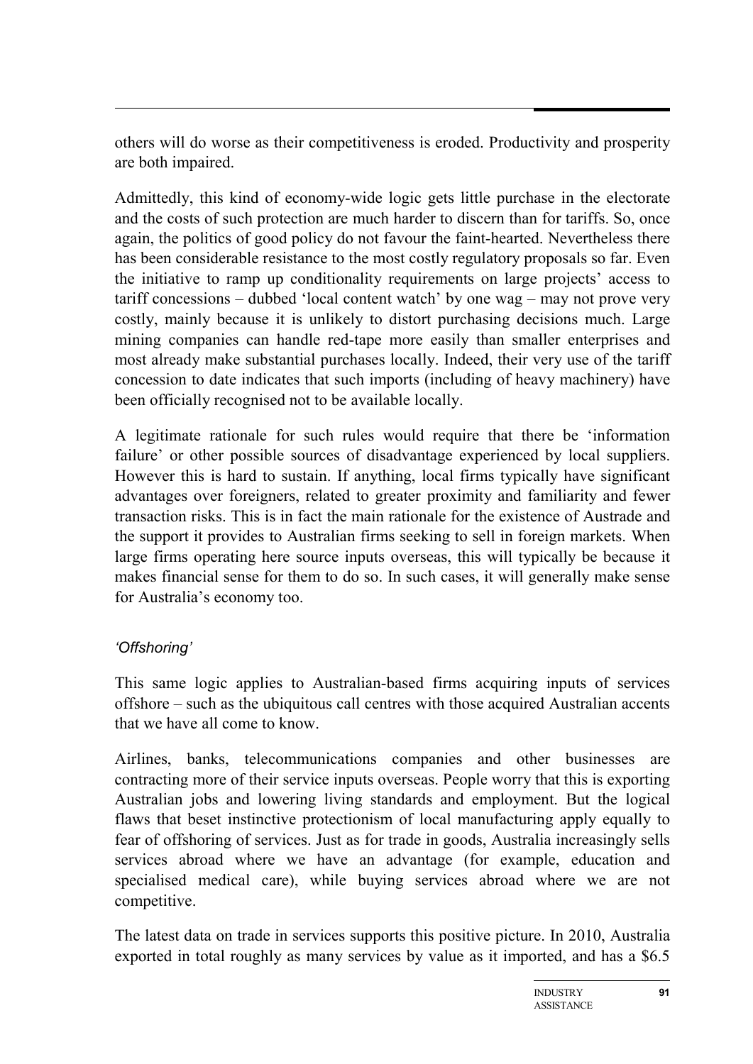others will do worse as their competitiveness is eroded. Productivity and prosperity are both impaired.

Admittedly, this kind of economy-wide logic gets little purchase in the electorate and the costs of such protection are much harder to discern than for tariffs. So, once again, the politics of good policy do not favour the faint-hearted. Nevertheless there has been considerable resistance to the most costly regulatory proposals so far. Even the initiative to ramp up conditionality requirements on large projects' access to tariff concessions – dubbed 'local content watch' by one wag – may not prove very costly, mainly because it is unlikely to distort purchasing decisions much. Large mining companies can handle red-tape more easily than smaller enterprises and most already make substantial purchases locally. Indeed, their very use of the tariff concession to date indicates that such imports (including of heavy machinery) have been officially recognised not to be available locally.

A legitimate rationale for such rules would require that there be 'information failure' or other possible sources of disadvantage experienced by local suppliers. However this is hard to sustain. If anything, local firms typically have significant advantages over foreigners, related to greater proximity and familiarity and fewer transaction risks. This is in fact the main rationale for the existence of Austrade and the support it provides to Australian firms seeking to sell in foreign markets. When large firms operating here source inputs overseas, this will typically be because it makes financial sense for them to do so. In such cases, it will generally make sense for Australia's economy too.

### *'Offshoring'*

This same logic applies to Australian-based firms acquiring inputs of services offshore – such as the ubiquitous call centres with those acquired Australian accents that we have all come to know.

Airlines, banks, telecommunications companies and other businesses are contracting more of their service inputs overseas. People worry that this is exporting Australian jobs and lowering living standards and employment. But the logical flaws that beset instinctive protectionism of local manufacturing apply equally to fear of offshoring of services. Just as for trade in goods, Australia increasingly sells services abroad where we have an advantage (for example, education and specialised medical care), while buying services abroad where we are not competitive.

The latest data on trade in services supports this positive picture. In 2010, Australia exported in total roughly as many services by value as it imported, and has a $6.5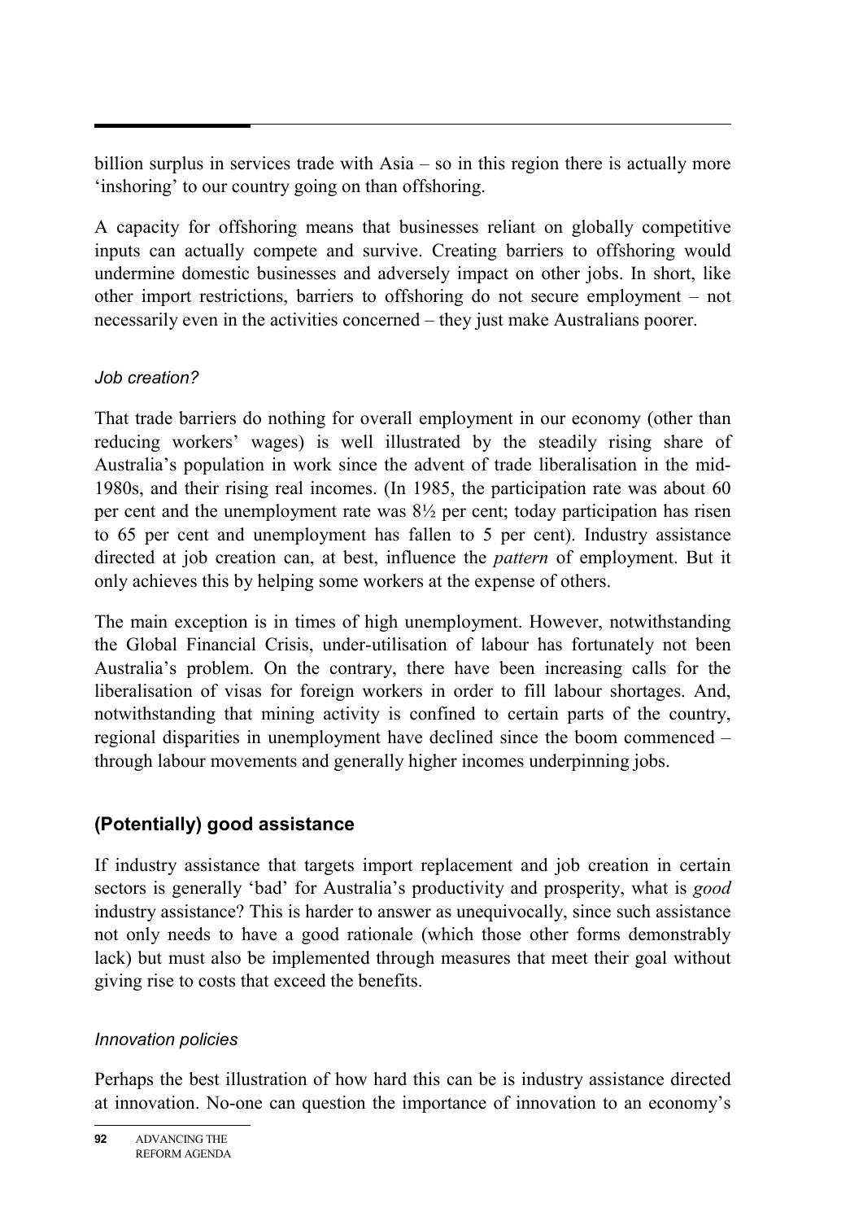billion surplus in services trade with Asia – so in this region there is actually more 'inshoring' to our country going on than offshoring.

A capacity for offshoring means that businesses reliant on globally competitive inputs can actually compete and survive. Creating barriers to offshoring would undermine domestic businesses and adversely impact on other jobs. In short, like other import restrictions, barriers to offshoring do not secure employment – not necessarily even in the activities concerned – they just make Australians poorer.

### *Job creation?*

That trade barriers do nothing for overall employment in our economy (other than reducing workers' wages) is well illustrated by the steadily rising share of Australia's population in work since the advent of trade liberalisation in the mid-1980s, and their rising real incomes. (In 1985, the participation rate was about 60 per cent and the unemployment rate was 8½ per cent; today participation has risen to 65 per cent and unemployment has fallen to 5 per cent). Industry assistance directed at job creation can, at best, influence the *pattern* of employment. But it only achieves this by helping some workers at the expense of others.

The main exception is in times of high unemployment. However, notwithstanding the Global Financial Crisis, under-utilisation of labour has fortunately not been Australia's problem. On the contrary, there have been increasing calls for the liberalisation of visas for foreign workers in order to fill labour shortages. And, notwithstanding that mining activity is confined to certain parts of the country, regional disparities in unemployment have declined since the boom commenced – through labour movements and generally higher incomes underpinning jobs.

## (Potentially) good assistance

If industry assistance that targets import replacement and job creation in certain sectors is generally 'bad' for Australia's productivity and prosperity, what is *good* industry assistance? This is harder to answer as unequivocally, since such assistance not only needs to have a good rationale (which those other forms demonstrably lack) but must also be implemented through measures that meet their goal without giving rise to costs that exceed the benefits.

### *Innovation policies*

Perhaps the best illustration of how hard this can be is industry assistance directed at innovation. No-one can question the importance of innovation to an economy's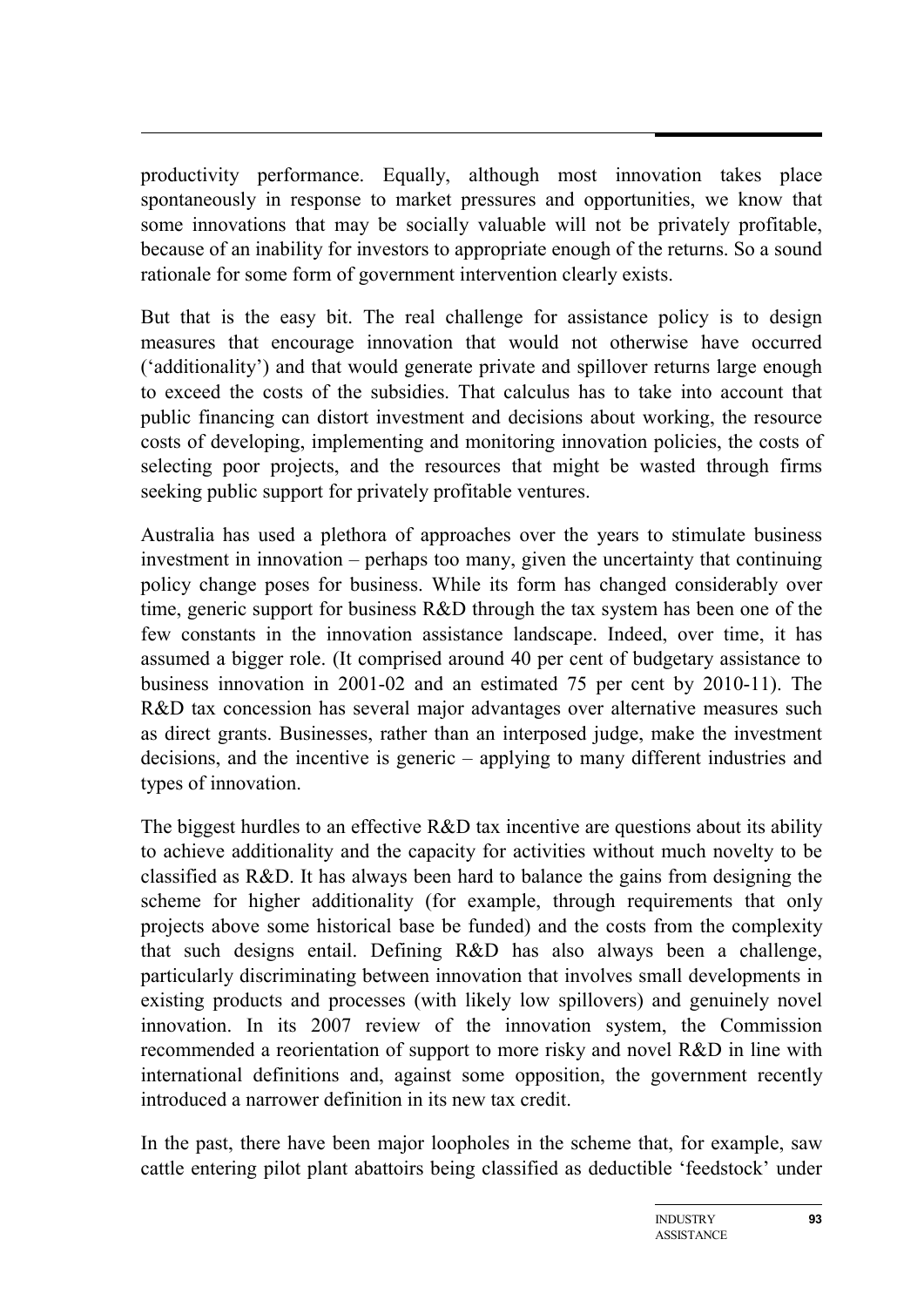productivity performance. Equally, although most innovation takes place spontaneously in response to market pressures and opportunities, we know that some innovations that may be socially valuable will not be privately profitable, because of an inability for investors to appropriate enough of the returns. So a sound rationale for some form of government intervention clearly exists.

But that is the easy bit. The real challenge for assistance policy is to design measures that encourage innovation that would not otherwise have occurred ('additionality') and that would generate private and spillover returns large enough to exceed the costs of the subsidies. That calculus has to take into account that public financing can distort investment and decisions about working, the resource costs of developing, implementing and monitoring innovation policies, the costs of selecting poor projects, and the resources that might be wasted through firms seeking public support for privately profitable ventures.

Australia has used a plethora of approaches over the years to stimulate business investment in innovation – perhaps too many, given the uncertainty that continuing policy change poses for business. While its form has changed considerably over time, generic support for business R&D through the tax system has been one of the few constants in the innovation assistance landscape. Indeed, over time, it has assumed a bigger role. (It comprised around 40 per cent of budgetary assistance to business innovation in 2001-02 and an estimated 75 per cent by 2010-11). The R&D tax concession has several major advantages over alternative measures such as direct grants. Businesses, rather than an interposed judge, make the investment decisions, and the incentive is generic – applying to many different industries and types of innovation.

The biggest hurdles to an effective R&D tax incentive are questions about its ability to achieve additionality and the capacity for activities without much novelty to be classified as R&D. It has always been hard to balance the gains from designing the scheme for higher additionality (for example, through requirements that only projects above some historical base be funded) and the costs from the complexity that such designs entail. Defining R&D has also always been a challenge, particularly discriminating between innovation that involves small developments in existing products and processes (with likely low spillovers) and genuinely novel innovation. In its 2007 review of the innovation system, the Commission recommended a reorientation of support to more risky and novel R&D in line with international definitions and, against some opposition, the government recently introduced a narrower definition in its new tax credit.

In the past, there have been major loopholes in the scheme that, for example, saw cattle entering pilot plant abattoirs being classified as deductible 'feedstock' under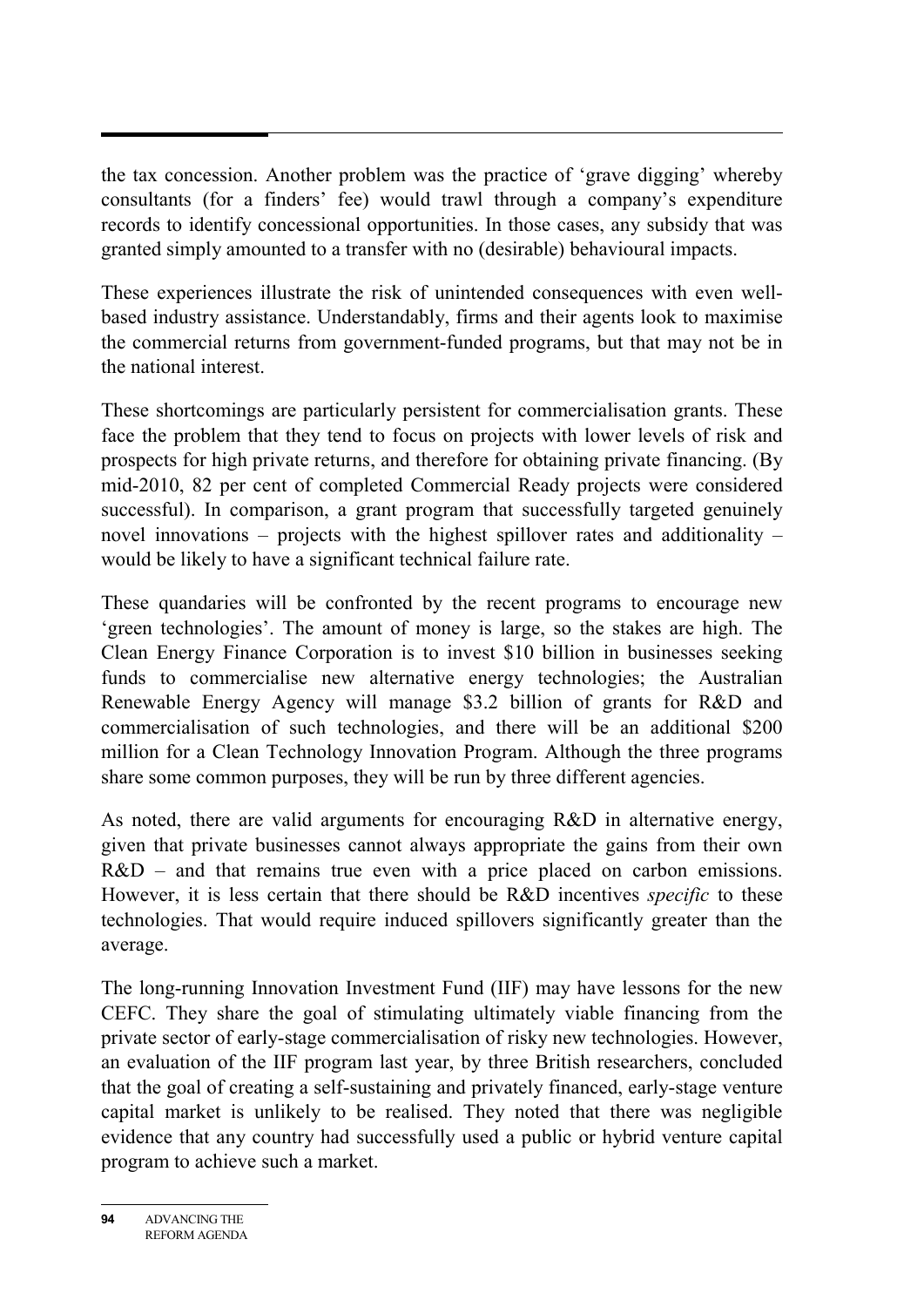the tax concession. Another problem was the practice of 'grave digging' whereby consultants (for a finders' fee) would trawl through a company's expenditure records to identify concessional opportunities. In those cases, any subsidy that was granted simply amounted to a transfer with no (desirable) behavioural impacts.

These experiences illustrate the risk of unintended consequences with even well-based industry assistance. Understandably, firms and their agents look to maximise the commercial returns from government-funded programs, but that may not be in the national interest.

These shortcomings are particularly persistent for commercialisation grants. These face the problem that they tend to focus on projects with lower levels of risk and prospects for high private returns, and therefore for obtaining private financing. (By mid-2010, 82 per cent of completed Commercial Ready projects were considered successful). In comparison, a grant program that successfully targeted genuinely novel innovations – projects with the highest spillover rates and additionality – would be likely to have a significant technical failure rate.

These quandaries will be confronted by the recent programs to encourage new 'green technologies'. The amount of money is large, so the stakes are high. The Clean Energy Finance Corporation is to invest $10 billion in businesses seeking funds to commercialise new alternative energy technologies; the Australian Renewable Energy Agency will manage $3.2 billion of grants for R&D and commercialisation of such technologies, and there will be an additional $200 million for a Clean Technology Innovation Program. Although the three programs share some common purposes, they will be run by three different agencies.

As noted, there are valid arguments for encouraging R&D in alternative energy, given that private businesses cannot always appropriate the gains from their own R&D – and that remains true even with a price placed on carbon emissions. However, it is less certain that there should be R&D incentives *specific* to these technologies. That would require induced spillovers significantly greater than the average.

The long-running Innovation Investment Fund (IIF) may have lessons for the new CEFC. They share the goal of stimulating ultimately viable financing from the private sector of early-stage commercialisation of risky new technologies. However, an evaluation of the IIF program last year, by three British researchers, concluded that the goal of creating a self-sustaining and privately financed, early-stage venture capital market is unlikely to be realised. They noted that there was negligible evidence that any country had successfully used a public or hybrid venture capital program to achieve such a market.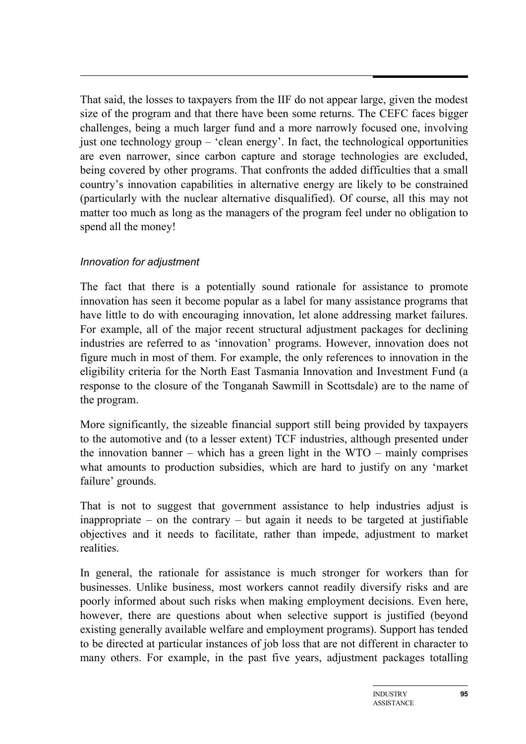That said, the losses to taxpayers from the IIF do not appear large, given the modest size of the program and that there have been some returns. The CEFC faces bigger challenges, being a much larger fund and a more narrowly focused one, involving just one technology group – 'clean energy'. In fact, the technological opportunities are even narrower, since carbon capture and storage technologies are excluded, being covered by other programs. That confronts the added difficulties that a small country's innovation capabilities in alternative energy are likely to be constrained (particularly with the nuclear alternative disqualified). Of course, all this may not matter too much as long as the managers of the program feel under no obligation to spend all the money!

### *Innovation for adjustment*

The fact that there is a potentially sound rationale for assistance to promote innovation has seen it become popular as a label for many assistance programs that have little to do with encouraging innovation, let alone addressing market failures. For example, all of the major recent structural adjustment packages for declining industries are referred to as 'innovation' programs. However, innovation does not figure much in most of them. For example, the only references to innovation in the eligibility criteria for the North East Tasmania Innovation and Investment Fund (a response to the closure of the Tonganah Sawmill in Scottsdale) are to the name of the program.

More significantly, the sizeable financial support still being provided by taxpayers to the automotive and (to a lesser extent) TCF industries, although presented under the innovation banner – which has a green light in the WTO – mainly comprises what amounts to production subsidies, which are hard to justify on any 'market failure' grounds.

That is not to suggest that government assistance to help industries adjust is inappropriate – on the contrary – but again it needs to be targeted at justifiable objectives and it needs to facilitate, rather than impede, adjustment to market realities.

In general, the rationale for assistance is much stronger for workers than for businesses. Unlike business, most workers cannot readily diversify risks and are poorly informed about such risks when making employment decisions. Even here, however, there are questions about when selective support is justified (beyond existing generally available welfare and employment programs). Support has tended to be directed at particular instances of job loss that are not different in character to many others. For example, in the past five years, adjustment packages totalling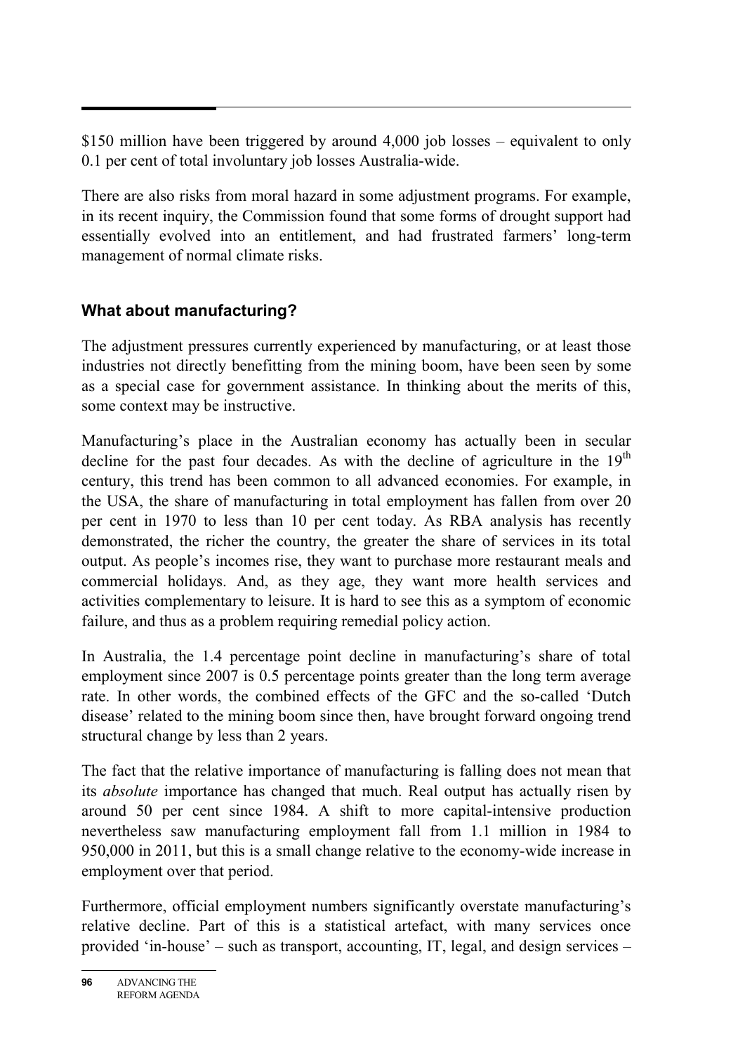$150 million have been triggered by around 4,000 job losses – equivalent to only 0.1 per cent of total involuntary job losses Australia-wide.

There are also risks from moral hazard in some adjustment programs. For example, in its recent inquiry, the Commission found that some forms of drought support had essentially evolved into an entitlement, and had frustrated farmers' long-term management of normal climate risks.

### What about manufacturing?

The adjustment pressures currently experienced by manufacturing, or at least those industries not directly benefitting from the mining boom, have been seen by some as a special case for government assistance. In thinking about the merits of this, some context may be instructive.

Manufacturing's place in the Australian economy has actually been in secular decline for the past four decades. As with the decline of agriculture in the 19th century, this trend has been common to all advanced economies. For example, in the USA, the share of manufacturing in total employment has fallen from over 20 per cent in 1970 to less than 10 per cent today. As RBA analysis has recently demonstrated, the richer the country, the greater the share of services in its total output. As people's incomes rise, they want to purchase more restaurant meals and commercial holidays. And, as they age, they want more health services and activities complementary to leisure. It is hard to see this as a symptom of economic failure, and thus as a problem requiring remedial policy action.

In Australia, the 1.4 percentage point decline in manufacturing's share of total employment since 2007 is 0.5 percentage points greater than the long term average rate. In other words, the combined effects of the GFC and the so-called 'Dutch disease' related to the mining boom since then, have brought forward ongoing trend structural change by less than 2 years.

The fact that the relative importance of manufacturing is falling does not mean that its *absolute* importance has changed that much. Real output has actually risen by around 50 per cent since 1984. A shift to more capital-intensive production nevertheless saw manufacturing employment fall from 1.1 million in 1984 to 950,000 in 2011, but this is a small change relative to the economy-wide increase in employment over that period.

Furthermore, official employment numbers significantly overstate manufacturing's relative decline. Part of this is a statistical artefact, with many services once provided 'in-house' – such as transport, accounting, IT, legal, and design services –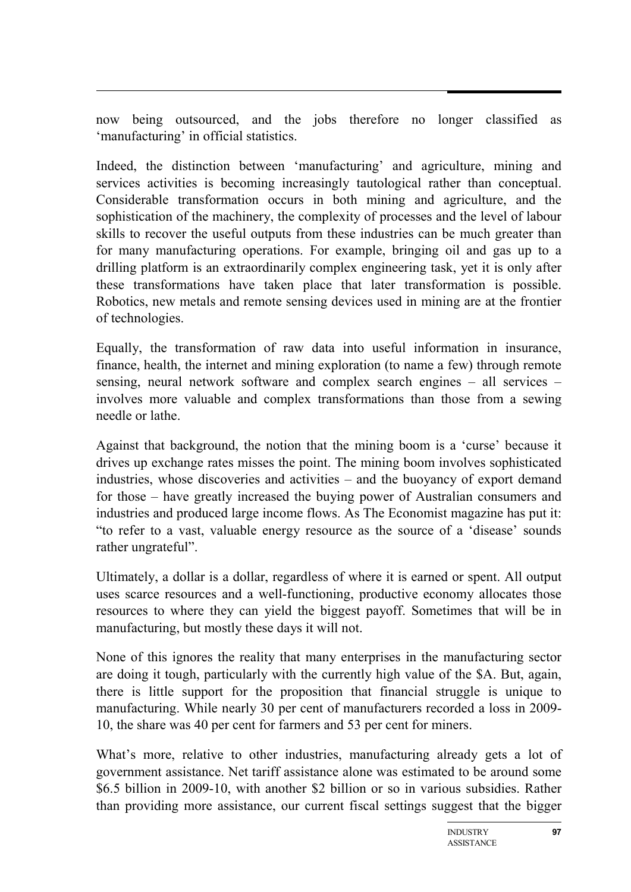now being outsourced, and the jobs therefore no longer classified as 'manufacturing' in official statistics.

Indeed, the distinction between 'manufacturing' and agriculture, mining and services activities is becoming increasingly tautological rather than conceptual. Considerable transformation occurs in both mining and agriculture, and the sophistication of the machinery, the complexity of processes and the level of labour skills to recover the useful outputs from these industries can be much greater than for many manufacturing operations. For example, bringing oil and gas up to a drilling platform is an extraordinarily complex engineering task, yet it is only after these transformations have taken place that later transformation is possible. Robotics, new metals and remote sensing devices used in mining are at the frontier of technologies.

Equally, the transformation of raw data into useful information in insurance, finance, health, the internet and mining exploration (to name a few) through remote sensing, neural network software and complex search engines – all services – involves more valuable and complex transformations than those from a sewing needle or lathe.

Against that background, the notion that the mining boom is a 'curse' because it drives up exchange rates misses the point. The mining boom involves sophisticated industries, whose discoveries and activities – and the buoyancy of export demand for those – have greatly increased the buying power of Australian consumers and industries and produced large income flows. As The Economist magazine has put it: "to refer to a vast, valuable energy resource as the source of a 'disease' sounds rather ungrateful".

Ultimately, a dollar is a dollar, regardless of where it is earned or spent. All output uses scarce resources and a well-functioning, productive economy allocates those resources to where they can yield the biggest payoff. Sometimes that will be in manufacturing, but mostly these days it will not.

None of this ignores the reality that many enterprises in the manufacturing sector are doing it tough, particularly with the currently high value of the $A. But, again, there is little support for the proposition that financial struggle is unique to manufacturing. While nearly 30 per cent of manufacturers recorded a loss in 2009-10, the share was 40 per cent for farmers and 53 per cent for miners.

What's more, relative to other industries, manufacturing already gets a lot of government assistance. Net tariff assistance alone was estimated to be around some $6.5 billion in 2009-10, with another $2 billion or so in various subsidies. Rather than providing more assistance, our current fiscal settings suggest that the bigger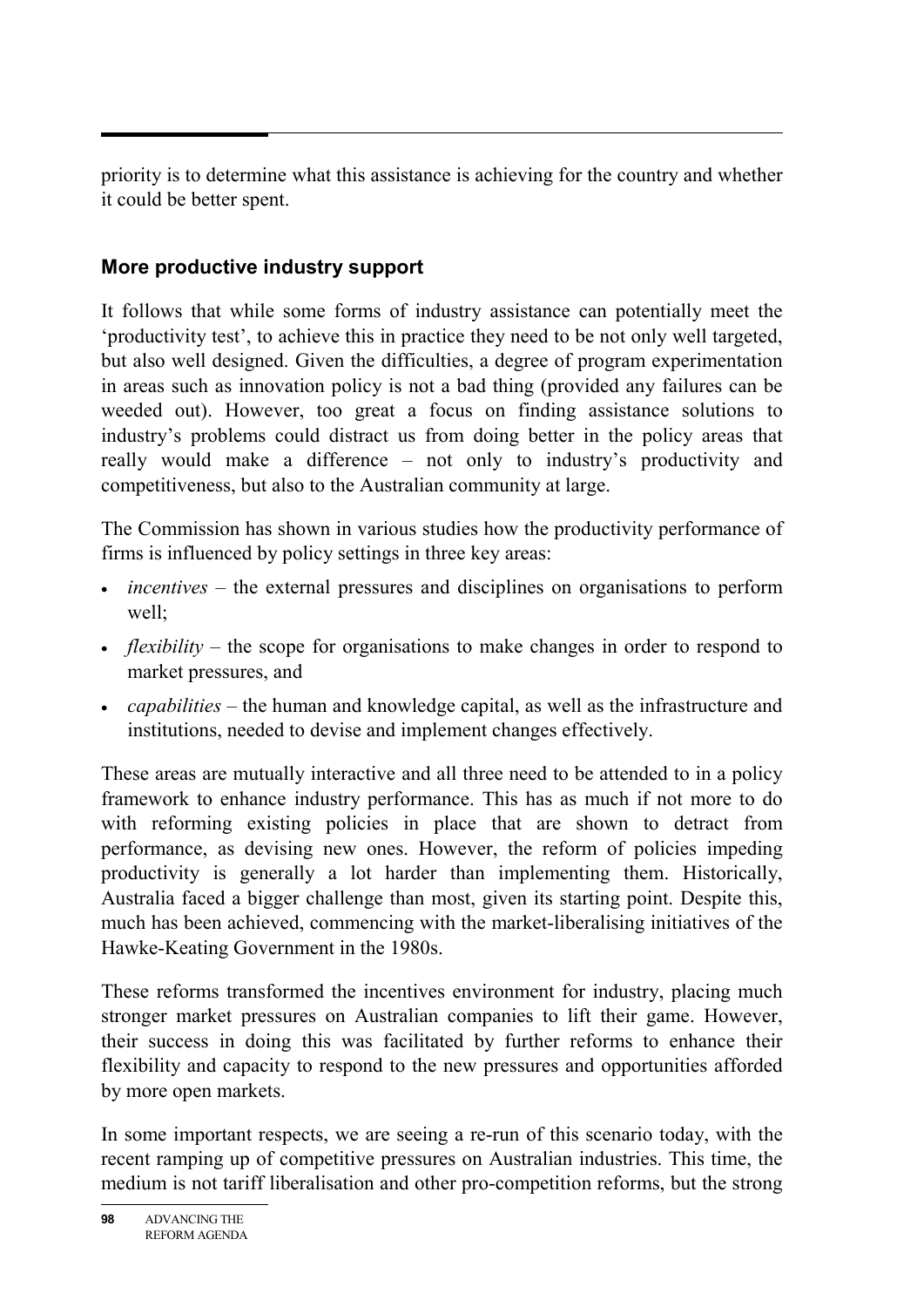priority is to determine what this assistance is achieving for the country and whether it could be better spent.

## More productive industry support

It follows that while some forms of industry assistance can potentially meet the 'productivity test', to achieve this in practice they need to be not only well targeted, but also well designed. Given the difficulties, a degree of program experimentation in areas such as innovation policy is not a bad thing (provided any failures can be weeded out). However, too great a focus on finding assistance solutions to industry's problems could distract us from doing better in the policy areas that really would make a difference – not only to industry's productivity and competitiveness, but also to the Australian community at large.

The Commission has shown in various studies how the productivity performance of firms is influenced by policy settings in three key areas:

- *incentives* – the external pressures and disciplines on organisations to perform well;
- *flexibility* – the scope for organisations to make changes in order to respond to market pressures, and
- *capabilities* – the human and knowledge capital, as well as the infrastructure and institutions, needed to devise and implement changes effectively.

These areas are mutually interactive and all three need to be attended to in a policy framework to enhance industry performance. This has as much if not more to do with reforming existing policies in place that are shown to detract from performance, as devising new ones. However, the reform of policies impeding productivity is generally a lot harder than implementing them. Historically, Australia faced a bigger challenge than most, given its starting point. Despite this, much has been achieved, commencing with the market-liberalising initiatives of the Hawke-Keating Government in the 1980s.

These reforms transformed the incentives environment for industry, placing much stronger market pressures on Australian companies to lift their game. However, their success in doing this was facilitated by further reforms to enhance their flexibility and capacity to respond to the new pressures and opportunities afforded by more open markets.

In some important respects, we are seeing a re-run of this scenario today, with the recent ramping up of competitive pressures on Australian industries. This time, the medium is not tariff liberalisation and other pro-competition reforms, but the strong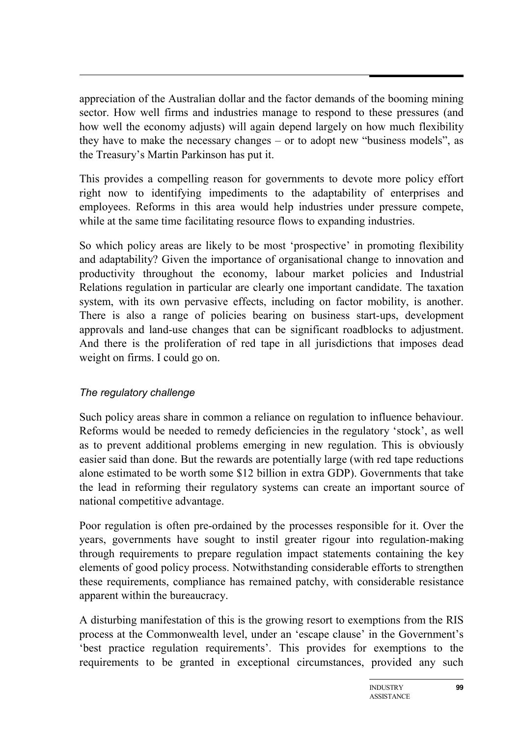appreciation of the Australian dollar and the factor demands of the booming mining sector. How well firms and industries manage to respond to these pressures (and how well the economy adjusts) will again depend largely on how much flexibility they have to make the necessary changes – or to adopt new "business models", as the Treasury's Martin Parkinson has put it.

This provides a compelling reason for governments to devote more policy effort right now to identifying impediments to the adaptability of enterprises and employees. Reforms in this area would help industries under pressure compete, while at the same time facilitating resource flows to expanding industries.

So which policy areas are likely to be most 'prospective' in promoting flexibility and adaptability? Given the importance of organisational change to innovation and productivity throughout the economy, labour market policies and Industrial Relations regulation in particular are clearly one important candidate. The taxation system, with its own pervasive effects, including on factor mobility, is another. There is also a range of policies bearing on business start-ups, development approvals and land-use changes that can be significant roadblocks to adjustment. And there is the proliferation of red tape in all jurisdictions that imposes dead weight on firms. I could go on.

*The regulatory challenge*

Such policy areas share in common a reliance on regulation to influence behaviour. Reforms would be needed to remedy deficiencies in the regulatory 'stock', as well as to prevent additional problems emerging in new regulation. This is obviously easier said than done. But the rewards are potentially large (with red tape reductions alone estimated to be worth some $12 billion in extra GDP). Governments that take the lead in reforming their regulatory systems can create an important source of national competitive advantage.

Poor regulation is often pre-ordained by the processes responsible for it. Over the years, governments have sought to instil greater rigour into regulation-making through requirements to prepare regulation impact statements containing the key elements of good policy process. Notwithstanding considerable efforts to strengthen these requirements, compliance has remained patchy, with considerable resistance apparent within the bureaucracy.

A disturbing manifestation of this is the growing resort to exemptions from the RIS process at the Commonwealth level, under an 'escape clause' in the Government's 'best practice regulation requirements'. This provides for exemptions to the requirements to be granted in exceptional circumstances, provided any such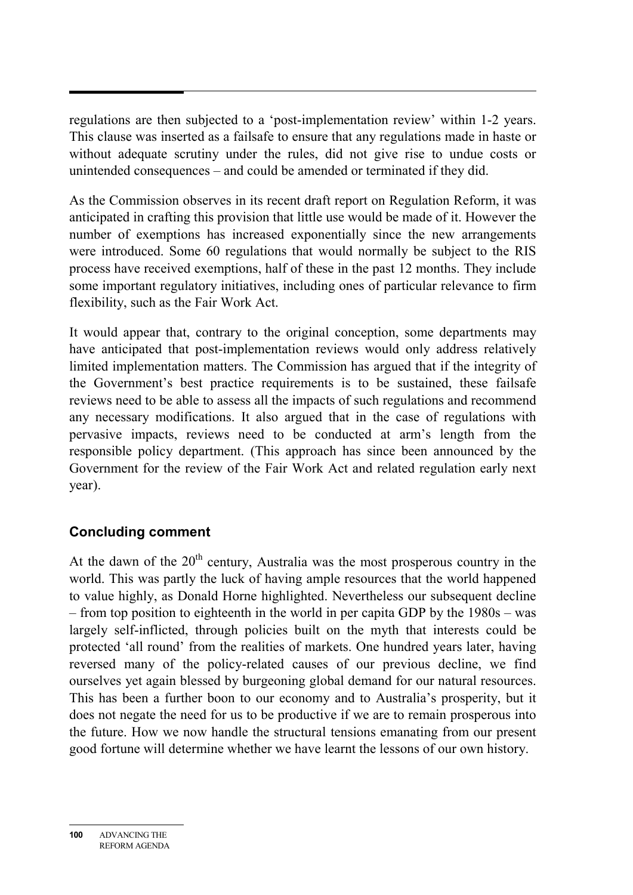regulations are then subjected to a 'post-implementation review' within 1-2 years. This clause was inserted as a failsafe to ensure that any regulations made in haste or without adequate scrutiny under the rules, did not give rise to undue costs or unintended consequences – and could be amended or terminated if they did.

As the Commission observes in its recent draft report on Regulation Reform, it was anticipated in crafting this provision that little use would be made of it. However the number of exemptions has increased exponentially since the new arrangements were introduced. Some 60 regulations that would normally be subject to the RIS process have received exemptions, half of these in the past 12 months. They include some important regulatory initiatives, including ones of particular relevance to firm flexibility, such as the Fair Work Act.

It would appear that, contrary to the original conception, some departments may have anticipated that post-implementation reviews would only address relatively limited implementation matters. The Commission has argued that if the integrity of the Government's best practice requirements is to be sustained, these failsafe reviews need to be able to assess all the impacts of such regulations and recommend any necessary modifications. It also argued that in the case of regulations with pervasive impacts, reviews need to be conducted at arm's length from the responsible policy department. (This approach has since been announced by the Government for the review of the Fair Work Act and related regulation early next year).

### Concluding comment

At the dawn of the 20th century, Australia was the most prosperous country in the world. This was partly the luck of having ample resources that the world happened to value highly, as Donald Horne highlighted. Nevertheless our subsequent decline – from top position to eighteenth in the world in per capita GDP by the 1980s – was largely self-inflicted, through policies built on the myth that interests could be protected 'all round' from the realities of markets. One hundred years later, having reversed many of the policy-related causes of our previous decline, we find ourselves yet again blessed by burgeoning global demand for our natural resources. This has been a further boon to our economy and to Australia's prosperity, but it does not negate the need for us to be productive if we are to remain prosperous into the future. How we now handle the structural tensions emanating from our present good fortune will determine whether we have learnt the lessons of our own history.